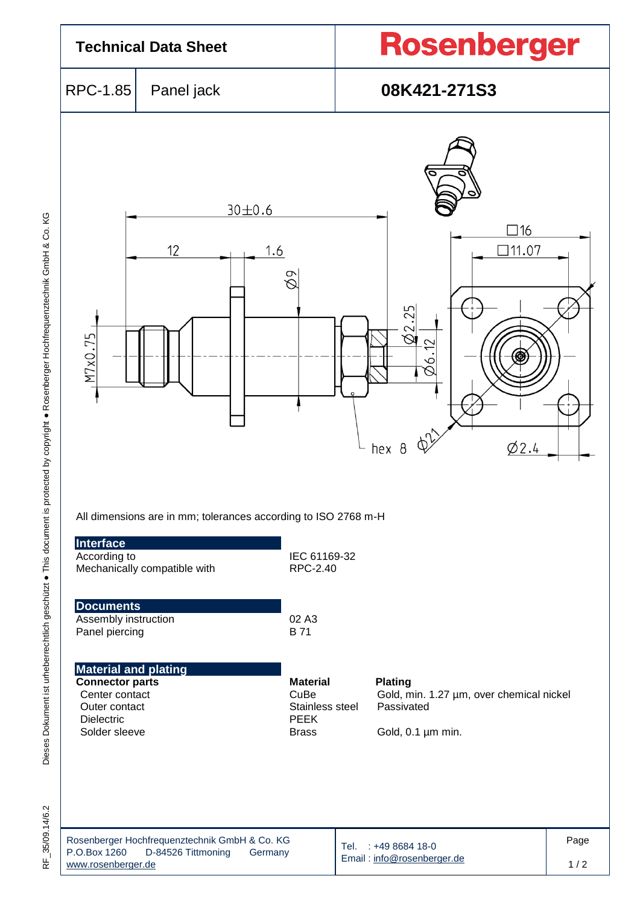# Technical Data Sheet

**Rosenberger**

| RPC-1.85 | Panel jack | **08K421-271S3** |
|---|---|---|

All dimensions are in mm; tolerances according to ISO 2768 m-H

## Interface

| | |
|---|---|
| According to | IEC 61169-32 |
| Mechanically compatible with | RPC-2.40 |

## Documents

| | |
|---|---|
| Assembly instruction | 02 A3 |
| Panel piercing | B 71 |

## Material and plating

| **Connector parts** | **Material** | **Plating** |
|---|---|---|
| Center contact | CuBe | Gold, min. 1.27 µm, over chemical nickel |
| Outer contact | Stainless steel | Passivated |
| Dielectric | PEEK | |
| Solder sleeve | Brass | Gold, 0.1 µm min. |

Rosenberger Hochfrequenztechnik GmbH & Co. KG
P.O.Box 1260 D-84526 Tittmoning Germany
www.rosenberger.de

Tel. : +49 8684 18-0
Email : info@rosenberger.de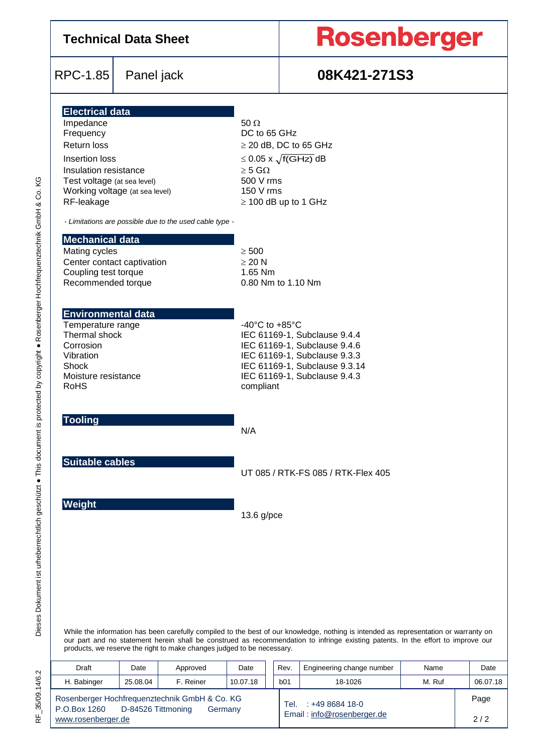# Technical Data Sheet

**Rosenberger**

| RPC-1.85 | Panel jack | 08K421-271S3 |
|---|---|---|

## Electrical data

| | |
|---|---|
| Impedance | 50 Ω |
| Frequency | DC to 65 GHz |
| Return loss | ≥ 20 dB, DC to 65 GHz |
| Insertion loss | ≤ 0.05 x $\sqrt{f(GHz)}$ dB |
| Insulation resistance | ≥ 5 GΩ |
| Test voltage (at sea level) | 500 V rms |
| Working voltage (at sea level) | 150 V rms |
| RF-leakage | ≥ 100 dB up to 1 GHz |

*- Limitations are possible due to the used cable type -*

## Mechanical data

| | |
|---|---|
| Mating cycles | ≥ 500 |
| Center contact captivation | ≥ 20 N |
| Coupling test torque | 1.65 Nm |
| Recommended torque | 0.80 Nm to 1.10 Nm |

## Environmental data

| | |
|---|---|
| Temperature range | -40°C to +85°C |
| Thermal shock | IEC 61169-1, Subclause 9.4.4 |
| Corrosion | IEC 61169-1, Subclause 9.4.6 |
| Vibration | IEC 61169-1, Subclause 9.3.3 |
| Shock | IEC 61169-1, Subclause 9.3.14 |
| Moisture resistance | IEC 61169-1, Subclause 9.4.3 |
| RoHS | compliant |

## Tooling

N/A

## Suitable cables

UT 085 / RTK-FS 085 / RTK-Flex 405

## Weight

13.6 g/pce

While the information has been carefully compiled to the best of our knowledge, nothing is intended as representation or warranty on our part and no statement herein shall be construed as recommendation to infringe existing patents. In the effort to improve our products, we reserve the right to make changes judged to be necessary.

| Draft | Date | Approved | Date | Rev. | Engineering change number | Name | Date |
|---|---|---|---|---|---|---|---|
| H. Babinger | 25.08.04 | F. Reiner | 10.07.18 | b01 | 18-1026 | M. Ruf | 06.07.18 |

Rosenberger Hochfrequenztechnik GmbH & Co. KG
P.O.Box 1260 D-84526 Tittmoning Germany
www.rosenberger.de

Tel. : +49 8684 18-0
Email : info@rosenberger.de

RF_35/09.14/6.2

Dieses Dokument ist urheberrechtlich geschützt ● This document is protected by copyright ● Rosenberger Hochfrequenztechnik GmbH & Co. KG